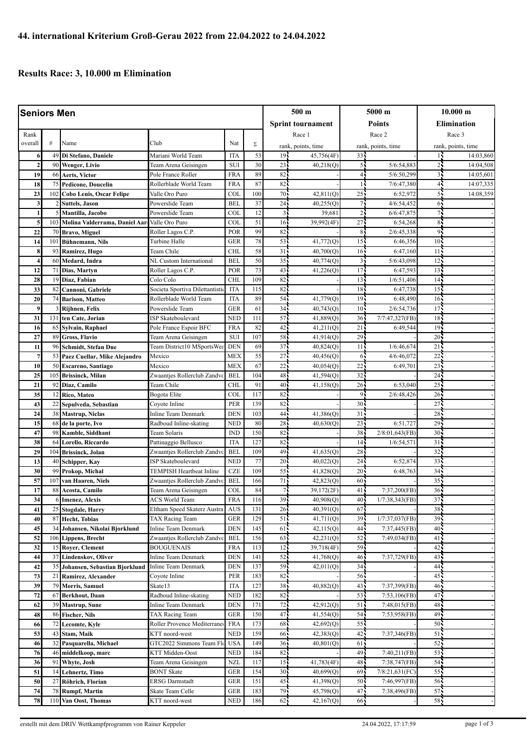## 44. international Kriterium Groß-Gerau 2022 from 22.04.2022 to 24.04.2022

## Results Race: 3, 10.000 m Elimination

| Seniors Men | | | | | | 500 m | | 5000 m | | 10.000 m | |
|---|---|---|---|---|---|---|---|---|---|---|---|
| | | | | | | Sprint tournament | | Points | | Elimination | |
| Rank overall | # | Name | Club | Nat | Σ | Race 1 rank, points, time | | Race 2 rank, points, time | | Race 3 rank, points, time | |
| 6 | 49 | Di Stefano, Daniele | Mariani World Team | ITA | 53 | 19 | 45,756(4F) | 33 | - | 1 | 14:03,860 |
| 2 | 90 | Wenger, Livio | Team Arena Geisingen | SUI | 30 | 23 | 40,218(Q) | 5 | 5/6:54,883 | 2 | 14:04,508 |
| 19 | 66 | Aerts, Victor | Pole France Roller | FRA | 89 | 82 | - | 4 | 5/6:50,299 | 3 | 14:05,601 |
| 18 | 75 | Pedicone, Doucelin | Rollerblade World Team | FRA | 87 | 82 | - | 1 | 7/6:47,380 | 4 | 14:07,335 |
| 23 | 102 | Cobo Lenis, Oscar Felipe | Valle Oro Puro | COL | 100 | 70 | 42,811(Q) | 25 | 6:52,972 | 5 | 14:08,359 |
| 3 | 2 | Suttels, Jason | Powerslide Team | BEL | 37 | 24 | 40,255(Q) | 7 | 4/6:54,452 | 6 | - |
| 1 | 5 | Mantilla, Jacobo | Powerslide Team | COL | 12 | 3 | 39,681 | 2 | 6/6:47,875 | 7 | - |
| 5 | 103 | Molina Valderrama, Daniel Aar | Valle Oro Puro | COL | 51 | 16 | 39,992(4F) | 27 | 6:54,268 | 8 | - |
| 22 | 70 | Bravo, Miguel | Roller Lagos C.P. | POR | 99 | 82 | - | 8 | 2/6:45,338 | 9 | - |
| 14 | 101 | Bühnemann, Nils | Turbine Halle | GER | 78 | 53 | 41,772(Q) | 15 | 6:46,356 | 10 | - |
| 8 | 93 | Ramirez, Hugo | Team Chile | CHL | 58 | 31 | 40,700(Q) | 16 | 6:47,160 | 11 | - |
| 4 | 60 | Medard, Indra | NL Custom International | BEL | 50 | 35 | 40,774(Q) | 3 | 5/6:43,098 | 12 | - |
| 12 | 71 | Dias, Martyn | Roller Lagos C.P. | POR | 73 | 43 | 41,226(Q) | 17 | 6:47,593 | 13 | - |
| 28 | 19 | Diaz, Fabian | Colo Colo | CHL | 109 | 82 | - | 13 | 1/6:51,406 | 14 | - |
| 33 | 82 | Cannoni, Gabriele | Societa Sportiva Dilettantistic | ITA | 115 | 82 | - | 18 | 6:47,738 | 15 | - |
| 20 | 74 | Barison, Matteo | Rollerblade World Team | ITA | 89 | 54 | 41,779(Q) | 19 | 6:48,490 | 16 | - |
| 9 | 3 | Rijhnen, Felix | Powerslide Team | GER | 61 | 34 | 40,743(Q) | 10 | 2/6:54,736 | 17 | - |
| 31 | 131 | ten Cate, Jorian | ISP Skateboulevard | NED | 111 | 57 | 41,889(Q) | 36 | 7/7:47,327(FB) | 18 | - |
| 16 | 65 | Sylvain, Raphael | Pole France Espoir BFC | FRA | 82 | 42 | 41,211(Q) | 21 | 6:49,544 | 19 | - |
| 27 | 89 | Gross, Flavio | Team Arena Geisingen | SUI | 107 | 58 | 41,914(Q) | 29 | - | 20 | - |
| 11 | 96 | Schmidt, Stefan Due | Team District10 MSportsWea | DEN | 69 | 37 | 40,824(Q) | 11 | 1/6:46,674 | 21 | - |
| 7 | 53 | Paez Cuellar, Mike Alejandro | Mexico | MEX | 55 | 27 | 40,456(Q) | 6 | 4/6:46,072 | 22 | - |
| 10 | 50 | Escareno, Santiago | Mexico | MEX | 67 | 22 | 40,054(Q) | 22 | 6:49,701 | 23 | - |
| 25 | 105 | Brissinck, Milan | Zwaantjes Rollerclub Zandvo | BEL | 104 | 48 | 41,594(Q) | 32 | - | 24 | - |
| 21 | 92 | Diaz, Camilo | Team Chile | CHL | 91 | 40 | 41,158(Q) | 26 | 6:53,040 | 25 | - |
| 35 | 12 | Rico, Mateo | Bogota Elite | COL | 117 | 82 | - | 9 | 2/6:48,426 | 26 | - |
| 43 | 22 | Sepulveda, Sebastian | Coyote Inline | PER | 139 | 82 | - | 30 | - | 27 | - |
| 24 | 38 | Mastrup, Niclas | Inline Team Denmark | DEN | 103 | 44 | 41,386(Q) | 31 | - | 28 | - |
| 15 | 68 | de la porte, Ivo | Radboud Inline-skating | NED | 80 | 28 | 40,630(Q) | 23 | 6:51,727 | 29 | - |
| 47 | 98 | Kamble, Siddhant | Team Solaris | IND | 150 | 82 | - | 38 | 2/8:01,643(FB) | 30 | - |
| 38 | 64 | Lorello, Riccardo | Pattinaggio Bellusco | ITA | 127 | 82 | - | 14 | 1/6:54,571 | 31 | - |
| 29 | 104 | Brissinck, Jolan | Zwaantjes Rollerclub Zandvo | BEL | 109 | 49 | 41,635(Q) | 28 | - | 32 | - |
| 13 | 40 | Schipper, Kay | ISP Skateboulevard | NED | 77 | 20 | 40,022(Q) | 24 | 6:52,874 | 33 | - |
| 30 | 99 | Prokop, Michal | TEMPISH Heartbeat Inline | CZE | 109 | 55 | 41,828(Q) | 20 | 6:48,763 | 34 | - |
| 57 | 107 | van Haaren, Niels | Zwaantjes Rollerclub Zandvo | BEL | 166 | 71 | 42,823(Q) | 60 | - | 35 | - |
| 17 | 88 | Acosta, Camilo | Team Arena Geisingen | COL | 84 | 7 | 39,172(2F) | 41 | 7:37,200(FB) | 36 | - |
| 34 | 6 | Imenez, Alexis | ACS World Team | FRA | 116 | 39 | 40,908(Q) | 40 | 1/7:38,343(FB) | 37 | - |
| 41 | 25 | Stogdale, Harry | Eltham Speed Skaterz Austra | AUS | 131 | 26 | 40,391(Q) | 67 | - | 38 | - |
| 40 | 87 | Hecht, Tobias | TAX Racing Team | GER | 129 | 51 | 41,711(Q) | 39 | 1/7:37,037(FB) | 39 | - |
| 45 | 34 | Johansen, Nikolai Bjorklund | Inline Team Denmark | DEN | 145 | 61 | 42,115(Q) | 44 | 7:37,445(FB) | 40 | - |
| 52 | 106 | Lippens, Brecht | Zwaantjes Rollerclub Zandvo | BEL | 156 | 63 | 42,231(Q) | 52 | 7:49,034(FB) | 41 | - |
| 32 | 15 | Royer, Clement | BOUGUENAIS | FRA | 113 | 12 | 39,718(4F) | 59 | - | 42 | - |
| 44 | 37 | Lindenskov, Oliver | Inline Team Denmark | DEN | 141 | 52 | 41,768(Q) | 46 | 7:37,729(FB) | 43 | - |
| 42 | 35 | Johansen, Sebastian Bjorklund | Inline Team Denmark | DEN | 137 | 59 | 42,011(Q) | 34 | - | 44 | - |
| 73 | 21 | Ramirez, Alexander | Coyote Inline | PER | 183 | 82 | - | 56 | - | 45 | - |
| 39 | 79 | Morris, Samuel | Skate13 | ITA | 127 | 38 | 40,882(Q) | 43 | 7:37,399(FB) | 46 | - |
| 72 | 67 | Berkhout, Daan | Radboud Inline-skating | NED | 182 | 82 | - | 53 | 7:53,106(FB) | 47 | - |
| 62 | 39 | Mastrup, Sune | Inline Team Denmark | DEN | 171 | 72 | 42,912(Q) | 51 | 7:48,015(FB) | 48 | - |
| 48 | 86 | Fischer, Nils | TAX Racing Team | GER | 150 | 47 | 41,554(Q) | 54 | 7:53,958(FB) | 49 | - |
| 66 | 72 | Lecomte, Kyle | Roller Provence Mediterrane | FRA | 173 | 68 | 42,692(Q) | 55 | - | 50 | - |
| 53 | 43 | Stam, Maik | KTT noord-west | NED | 159 | 66 | 42,383(Q) | 42 | 7:37,346(FB) | 51 | - |
| 46 | 32 | Pasquarella, Michael | GTC2022 Simmons Team Flo | USA | 149 | 36 | 40,801(Q) | 61 | - | 52 | - |
| 76 | 46 | middelkoop, marc | KTT Midden-Oost | NED | 184 | 82 | - | 49 | 7:40,211(FB) | 53 | - |
| 36 | 91 | Whyte, Josh | Team Arena Geisingen | NZL | 117 | 15 | 41,783(4F) | 48 | 7:38,747(FB) | 54 | - |
| 51 | 14 | Lehnertz, Timo | BONT Skate | GER | 154 | 30 | 40,699(Q) | 69 | 7/8:21,631(FC) | 55 | - |
| 50 | 27 | Röhrich, Florian | ERSG Darmstadt | GER | 151 | 45 | 41,398(Q) | 50 | 7:46,997(FB) | 56 | - |
| 74 | 78 | Rumpf, Martin | Skate Team Celle | GER | 183 | 79 | 45,798(Q) | 47 | 7:38,496(FB) | 57 | - |
| 78 | 110 | Van Oost, Thomas | KTT noord-west | NED | 186 | 62 | 42,167(Q) | 66 | - | 58 | - |

erstellt mit dem DRIV Wettkampfprogramm von Rainer Keppeler — 24.04.2022, 17:17:59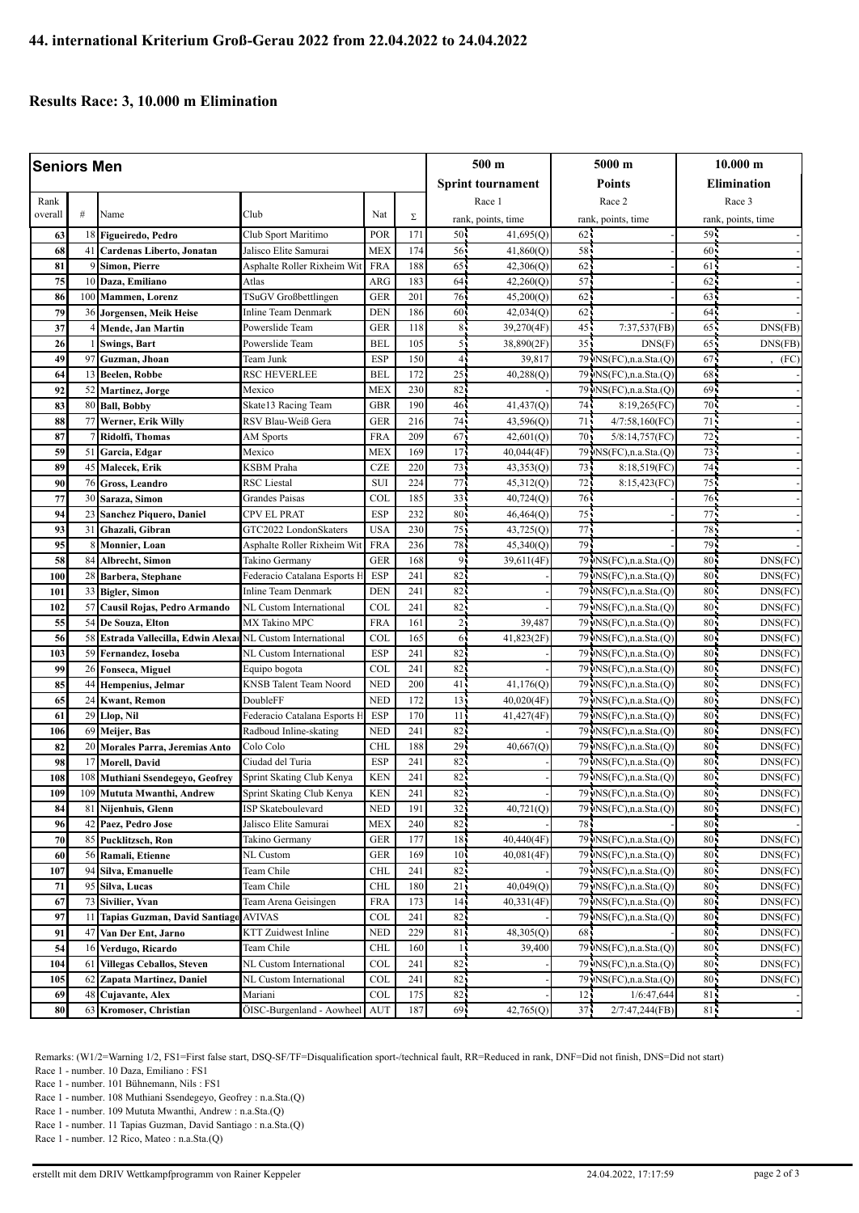## 44. international Kriterium Groß-Gerau 2022 from 22.04.2022 to 24.04.2022

### Results Race: 3, 10.000 m Elimination

| Seniors Men | | | | | | 500 m | | 5000 m | | 10.000 m | |
|---|---|---|---|---|---|---|---|---|---|---|---|
| | | | | | | Sprint tournament | | Points | | Elimination | |
| Rank overall | # | Name | Club | Nat | Σ | Race 1 rank, points, time | | Race 2 rank, points, time | | Race 3 rank, points, time | |
| 63 | 18 | **Figueiredo, Pedro** | Club Sport Maritimo | POR | 171 | 50 | 41,695(Q) | 62 | - | 59 | - |
| 68 | 41 | **Cardenas Liberto, Jonatan** | Jalisco Elite Samurai | MEX | 174 | 56 | 41,860(Q) | 58 | - | 60 | - |
| 81 | 9 | **Simon, Pierre** | Asphalte Roller Rixheim Wit | FRA | 188 | 65 | 42,306(Q) | 62 | - | 61 | - |
| 75 | 10 | **Daza, Emiliano** | Atlas | ARG | 183 | 64 | 42,260(Q) | 57 | - | 62 | - |
| 86 | 100 | **Mammen, Lorenz** | TSuGV Großbettlingen | GER | 201 | 76 | 45,200(Q) | 62 | - | 63 | - |
| 79 | 36 | **Jorgensen, Meik Heise** | Inline Team Denmark | DEN | 186 | 60 | 42,034(Q) | 62 | - | 64 | - |
| 37 | 4 | **Mende, Jan Martin** | Powerslide Team | GER | 118 | 8 | 39,270(4F) | 45 | 7:37,537(FB) | 65 | DNS(FB) |
| 26 | 1 | **Swings, Bart** | Powerslide Team | BEL | 105 | 5 | 38,890(2F) | 35 | DNS(F) | 65 | DNS(FB) |
| 49 | 97 | **Guzman, Jhoan** | Team Junk | ESP | 150 | 4 | 39,817 | 79 | DNS(FC),n.a.Sta.(Q) | 67 | , (FC) |
| 64 | 13 | **Beelen, Robbe** | RSC HEVERLEE | BEL | 172 | 25 | 40,288(Q) | 79 | DNS(FC),n.a.Sta.(Q) | 68 | - |
| 92 | 52 | **Martinez, Jorge** | Mexico | MEX | 230 | 82 | - | 79 | DNS(FC),n.a.Sta.(Q) | 69 | - |
| 83 | 80 | **Ball, Bobby** | Skate13 Racing Team | GBR | 190 | 46 | 41,437(Q) | 74 | 8:19,265(FC) | 70 | - |
| 88 | 77 | **Werner, Erik Willy** | RSV Blau-Weiß Gera | GER | 216 | 74 | 43,596(Q) | 71 | 4/7:58,160(FC) | 71 | - |
| 87 | 7 | **Ridolfi, Thomas** | AM Sports | FRA | 209 | 67 | 42,601(Q) | 70 | 5/8:14,757(FC) | 72 | - |
| 59 | 51 | **Garcia, Edgar** | Mexico | MEX | 169 | 17 | 40,044(4F) | 79 | DNS(FC),n.a.Sta.(Q) | 73 | - |
| 89 | 45 | **Malecek, Erik** | KSBM Praha | CZE | 220 | 73 | 43,353(Q) | 73 | 8:18,519(FC) | 74 | - |
| 90 | 76 | **Gross, Leandro** | RSC Liestal | SUI | 224 | 77 | 45,312(Q) | 72 | 8:15,423(FC) | 75 | - |
| 77 | 30 | **Saraza, Simon** | Grandes Paisas | COL | 185 | 33 | 40,724(Q) | 76 | - | 76 | - |
| 94 | 23 | **Sanchez Piquero, Daniel** | CPV EL PRAT | ESP | 232 | 80 | 46,464(Q) | 75 | - | 77 | - |
| 93 | 31 | **Ghazali, Gibran** | GTC2022 LondonSkaters | USA | 230 | 75 | 43,725(Q) | 77 | - | 78 | - |
| 95 | 8 | **Monnier, Loan** | Asphalte Roller Rixheim Wit | FRA | 236 | 78 | 45,340(Q) | 79 | - | 79 | - |
| 58 | 84 | **Albrecht, Simon** | Takino Germany | GER | 168 | 9 | 39,611(4F) | 79 | DNS(FC),n.a.Sta.(Q) | 80 | DNS(FC) |
| 100 | 28 | **Barbera, Stephane** | Federacio Catalana Esports H | ESP | 241 | 82 | - | 79 | DNS(FC),n.a.Sta.(Q) | 80 | DNS(FC) |
| 101 | 33 | **Bigler, Simon** | Inline Team Denmark | DEN | 241 | 82 | - | 79 | DNS(FC),n.a.Sta.(Q) | 80 | DNS(FC) |
| 102 | 57 | **Causil Rojas, Pedro Armando** | NL Custom International | COL | 241 | 82 | - | 79 | DNS(FC),n.a.Sta.(Q) | 80 | DNS(FC) |
| 55 | 54 | **De Souza, Elton** | MX Takino MPC | FRA | 161 | 2 | 39,487 | 79 | DNS(FC),n.a.Sta.(Q) | 80 | DNS(FC) |
| 56 | 58 | **Estrada Vallecilla, Edwin Alexa** | NL Custom International | COL | 165 | 6 | 41,823(2F) | 79 | DNS(FC),n.a.Sta.(Q) | 80 | DNS(FC) |
| 103 | 59 | **Fernandez, Ioseba** | NL Custom International | ESP | 241 | 82 | - | 79 | DNS(FC),n.a.Sta.(Q) | 80 | DNS(FC) |
| 99 | 26 | **Fonseca, Miguel** | Equipo bogota | COL | 241 | 82 | - | 79 | DNS(FC),n.a.Sta.(Q) | 80 | DNS(FC) |
| 85 | 44 | **Hempenius, Jelmar** | KNSB Talent Team Noord | NED | 200 | 41 | 41,176(Q) | 79 | DNS(FC),n.a.Sta.(Q) | 80 | DNS(FC) |
| 65 | 24 | **Kwant, Remon** | DoubleFF | NED | 172 | 13 | 40,020(4F) | 79 | DNS(FC),n.a.Sta.(Q) | 80 | DNS(FC) |
| 61 | 29 | **Llop, Nil** | Federacio Catalana Esports H | ESP | 170 | 11 | 41,427(4F) | 79 | DNS(FC),n.a.Sta.(Q) | 80 | DNS(FC) |
| 106 | 69 | **Meijer, Bas** | Radboud Inline-skating | NED | 241 | 82 | - | 79 | DNS(FC),n.a.Sta.(Q) | 80 | DNS(FC) |
| 82 | 20 | **Morales Parra, Jeremias Anto** | Colo Colo | CHL | 188 | 29 | 40,667(Q) | 79 | DNS(FC),n.a.Sta.(Q) | 80 | DNS(FC) |
| 98 | 17 | **Morell, David** | Ciudad del Turia | ESP | 241 | 82 | - | 79 | DNS(FC),n.a.Sta.(Q) | 80 | DNS(FC) |
| 108 | 108 | **Muthiani Ssendegeyo, Geofrey** | Sprint Skating Club Kenya | KEN | 241 | 82 | - | 79 | DNS(FC),n.a.Sta.(Q) | 80 | DNS(FC) |
| 109 | 109 | **Mututa Mwanthi, Andrew** | Sprint Skating Club Kenya | KEN | 241 | 82 | - | 79 | DNS(FC),n.a.Sta.(Q) | 80 | DNS(FC) |
| 84 | 81 | **Nijenhuis, Glenn** | ISP Skateboulevard | NED | 191 | 32 | 40,721(Q) | 79 | DNS(FC),n.a.Sta.(Q) | 80 | DNS(FC) |
| 96 | 42 | **Paez, Pedro Jose** | Jalisco Elite Samurai | MEX | 240 | 82 | - | 78 | - | 80 | - |
| 70 | 85 | **Pucklitzsch, Ron** | Takino Germany | GER | 177 | 18 | 40,440(4F) | 79 | DNS(FC),n.a.Sta.(Q) | 80 | DNS(FC) |
| 60 | 56 | **Ramali, Etienne** | NL Custom | GER | 169 | 10 | 40,081(4F) | 79 | DNS(FC),n.a.Sta.(Q) | 80 | DNS(FC) |
| 107 | 94 | **Silva, Emanuelle** | Team Chile | CHL | 241 | 82 | - | 79 | DNS(FC),n.a.Sta.(Q) | 80 | DNS(FC) |
| 71 | 95 | **Silva, Lucas** | Team Chile | CHL | 180 | 21 | 40,049(Q) | 79 | DNS(FC),n.a.Sta.(Q) | 80 | DNS(FC) |
| 67 | 73 | **Sivilier, Yvan** | Team Arena Geisingen | FRA | 173 | 14 | 40,331(4F) | 79 | DNS(FC),n.a.Sta.(Q) | 80 | DNS(FC) |
| 97 | 11 | **Tapias Guzman, David Santiago** | AVIVAS | COL | 241 | 82 | - | 79 | DNS(FC),n.a.Sta.(Q) | 80 | DNS(FC) |
| 91 | 47 | **Van Der Ent, Jarno** | KTT Zuidwest Inline | NED | 229 | 81 | 48,305(Q) | 68 | - | 80 | - |
| 54 | 16 | **Verdugo, Ricardo** | Team Chile | CHL | 160 | 1 | 39,400 | 79 | DNS(FC),n.a.Sta.(Q) | 80 | DNS(FC) |
| 104 | 61 | **Villegas Ceballos, Steven** | NL Custom International | COL | 241 | 82 | - | 79 | DNS(FC),n.a.Sta.(Q) | 80 | DNS(FC) |
| 105 | 62 | **Zapata Martinez, Daniel** | NL Custom International | COL | 241 | 82 | - | 79 | DNS(FC),n.a.Sta.(Q) | 80 | DNS(FC) |
| 69 | 48 | **Cujavante, Alex** | Mariani | COL | 175 | 82 | - | 12 | 1/6:47,644 | 81 | - |
| 80 | 63 | **Kromoser, Christian** | ÖISC-Burgenland - Aowheel | AUT | 187 | 69 | 42,765(Q) | 37 | 2/7:47,244(FB) | 81 | - |

Remarks: (W1/2=Warning 1/2, FS1=First false start, DSQ-SF/TF=Disqualification sport-/technical fault, RR=Reduced in rank, DNF=Did not finish, DNS=Did not start)

Race 1 - number. 10 Daza, Emiliano : FS1

Race 1 - number. 101 Bühnemann, Nils : FS1

Race 1 - number. 108 Muthiani Ssendegeyo, Geofrey : n.a.Sta.(Q)

Race 1 - number. 109 Mututa Mwanthi, Andrew : n.a.Sta.(Q)

Race 1 - number. 11 Tapias Guzman, David Santiago : n.a.Sta.(Q)

Race 1 - number. 12 Rico, Mateo : n.a.Sta.(Q)

erstellt mit dem DRIV Wettkampfprogramm von Rainer Keppeler 24.04.2022, 17:17:59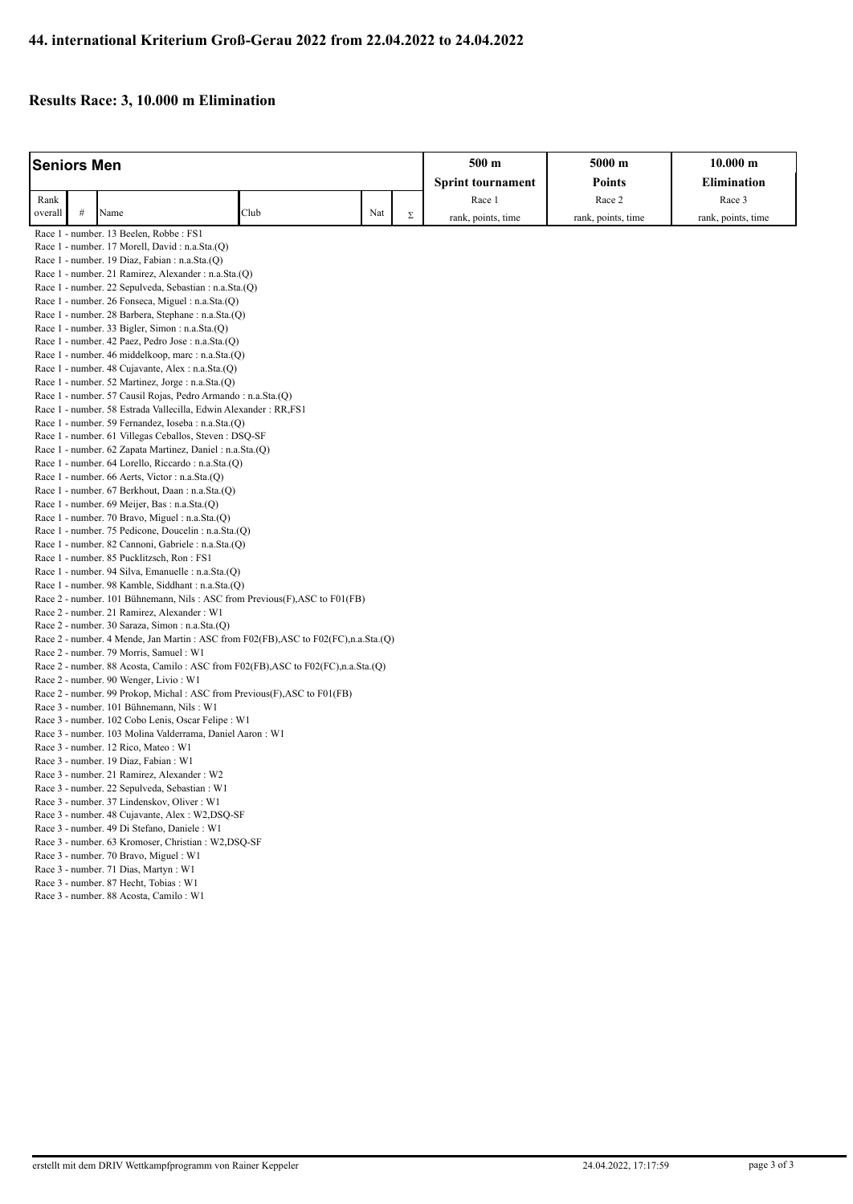## 44. international Kriterium Groß-Gerau 2022 from 22.04.2022 to 24.04.2022

### Results Race: 3, 10.000 m Elimination

| Seniors Men | | | | | | 500 m Sprint tournament | 5000 m Points | 10.000 m Elimination |
|---|---|---|---|---|---|---|---|---|
| Rank overall | # | Name | Club | Nat | Σ | Race 1 rank, points, time | Race 2 rank, points, time | Race 3 rank, points, time |

Race 1 - number. 13 Beelen, Robbe : FS1
Race 1 - number. 17 Morell, David : n.a.Sta.(Q)
Race 1 - number. 19 Diaz, Fabian : n.a.Sta.(Q)
Race 1 - number. 21 Ramirez, Alexander : n.a.Sta.(Q)
Race 1 - number. 22 Sepulveda, Sebastian : n.a.Sta.(Q)
Race 1 - number. 26 Fonseca, Miguel : n.a.Sta.(Q)
Race 1 - number. 28 Barbera, Stephane : n.a.Sta.(Q)
Race 1 - number. 33 Bigler, Simon : n.a.Sta.(Q)
Race 1 - number. 42 Paez, Pedro Jose : n.a.Sta.(Q)
Race 1 - number. 46 middelkoop, marc : n.a.Sta.(Q)
Race 1 - number. 48 Cujavante, Alex : n.a.Sta.(Q)
Race 1 - number. 52 Martinez, Jorge : n.a.Sta.(Q)
Race 1 - number. 57 Causil Rojas, Pedro Armando : n.a.Sta.(Q)
Race 1 - number. 58 Estrada Vallecilla, Edwin Alexander : RR,FS1
Race 1 - number. 59 Fernandez, Ioseba : n.a.Sta.(Q)
Race 1 - number. 61 Villegas Ceballos, Steven : DSQ-SF
Race 1 - number. 62 Zapata Martinez, Daniel : n.a.Sta.(Q)
Race 1 - number. 64 Lorello, Riccardo : n.a.Sta.(Q)
Race 1 - number. 66 Aerts, Victor : n.a.Sta.(Q)
Race 1 - number. 67 Berkhout, Daan : n.a.Sta.(Q)
Race 1 - number. 69 Meijer, Bas : n.a.Sta.(Q)
Race 1 - number. 70 Bravo, Miguel : n.a.Sta.(Q)
Race 1 - number. 75 Pedicone, Doucelin : n.a.Sta.(Q)
Race 1 - number. 82 Cannoni, Gabriele : n.a.Sta.(Q)
Race 1 - number. 85 Pucklitzsch, Ron : FS1
Race 1 - number. 94 Silva, Emanuelle : n.a.Sta.(Q)
Race 1 - number. 98 Kamble, Siddhant : n.a.Sta.(Q)
Race 2 - number. 101 Bühnemann, Nils : ASC from Previous(F),ASC to F01(FB)
Race 2 - number. 21 Ramirez, Alexander : W1
Race 2 - number. 30 Saraza, Simon : n.a.Sta.(Q)
Race 2 - number. 4 Mende, Jan Martin : ASC from F02(FB),ASC to F02(FC),n.a.Sta.(Q)
Race 2 - number. 79 Morris, Samuel : W1
Race 2 - number. 88 Acosta, Camilo : ASC from F02(FB),ASC to F02(FC),n.a.Sta.(Q)
Race 2 - number. 90 Wenger, Livio : W1
Race 2 - number. 99 Prokop, Michal : ASC from Previous(F),ASC to F01(FB)
Race 3 - number. 101 Bühnemann, Nils : W1
Race 3 - number. 102 Cobo Lenis, Oscar Felipe : W1
Race 3 - number. 103 Molina Valderrama, Daniel Aaron : W1
Race 3 - number. 12 Rico, Mateo : W1
Race 3 - number. 19 Diaz, Fabian : W1
Race 3 - number. 21 Ramirez, Alexander : W2
Race 3 - number. 22 Sepulveda, Sebastian : W1
Race 3 - number. 37 Lindenskov, Oliver : W1
Race 3 - number. 48 Cujavante, Alex : W2,DSQ-SF
Race 3 - number. 49 Di Stefano, Daniele : W1
Race 3 - number. 63 Kromoser, Christian : W2,DSQ-SF
Race 3 - number. 70 Bravo, Miguel : W1
Race 3 - number. 71 Dias, Martyn : W1
Race 3 - number. 87 Hecht, Tobias : W1
Race 3 - number. 88 Acosta, Camilo : W1

erstellt mit dem DRIV Wettkampfprogramm von Rainer Keppeler — 24.04.2022, 17:17:59